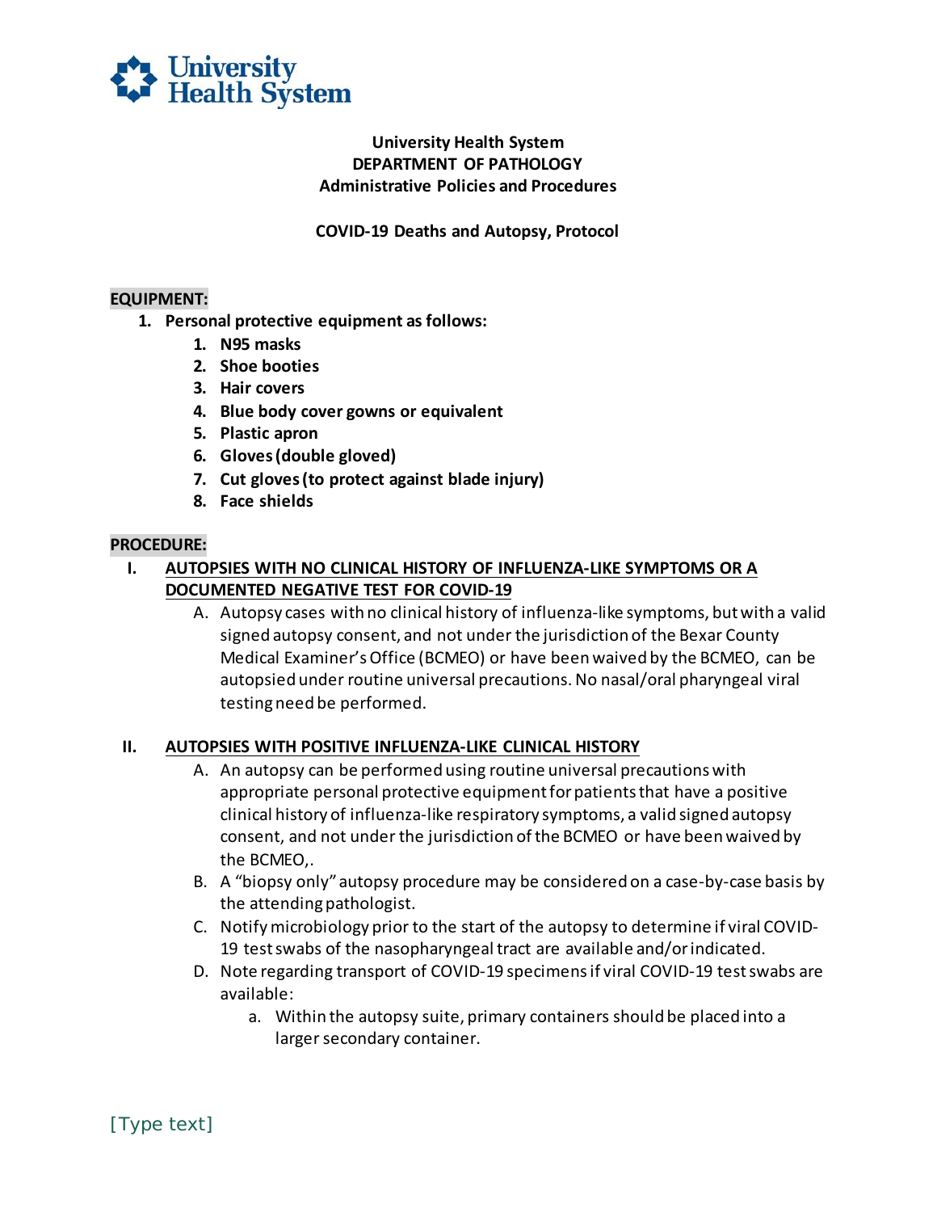University Health System

**University Health System**
**DEPARTMENT OF PATHOLOGY**
**Administrative Policies and Procedures**

**COVID-19 Deaths and Autopsy, Protocol**

**EQUIPMENT:**

1. **Personal protective equipment as follows:**
    1. **N95 masks**
    2. **Shoe booties**
    3. **Hair covers**
    4. **Blue body cover gowns or equivalent**
    5. **Plastic apron**
    6. **Gloves (double gloved)**
    7. **Cut gloves (to protect against blade injury)**
    8. **Face shields**

**PROCEDURE:**

I. **AUTOPSIES WITH NO CLINICAL HISTORY OF INFLUENZA-LIKE SYMPTOMS OR A DOCUMENTED NEGATIVE TEST FOR COVID-19**

   A. Autopsy cases with no clinical history of influenza-like symptoms, but with a valid signed autopsy consent, and not under the jurisdiction of the Bexar County Medical Examiner's Office (BCMEO) or have been waived by the BCMEO, can be autopsied under routine universal precautions. No nasal/oral pharyngeal viral testing need be performed.

II. **AUTOPSIES WITH POSITIVE INFLUENZA-LIKE CLINICAL HISTORY**

   A. An autopsy can be performed using routine universal precautions with appropriate personal protective equipment for patients that have a positive clinical history of influenza-like respiratory symptoms, a valid signed autopsy consent, and not under the jurisdiction of the BCMEO or have been waived by the BCMEO,.

   B. A "biopsy only" autopsy procedure may be considered on a case-by-case basis by the attending pathologist.

   C. Notify microbiology prior to the start of the autopsy to determine if viral COVID-19 test swabs of the nasopharyngeal tract are available and/or indicated.

   D. Note regarding transport of COVID-19 specimens if viral COVID-19 test swabs are available:

      a. Within the autopsy suite, primary containers should be placed into a larger secondary container.

[Type text]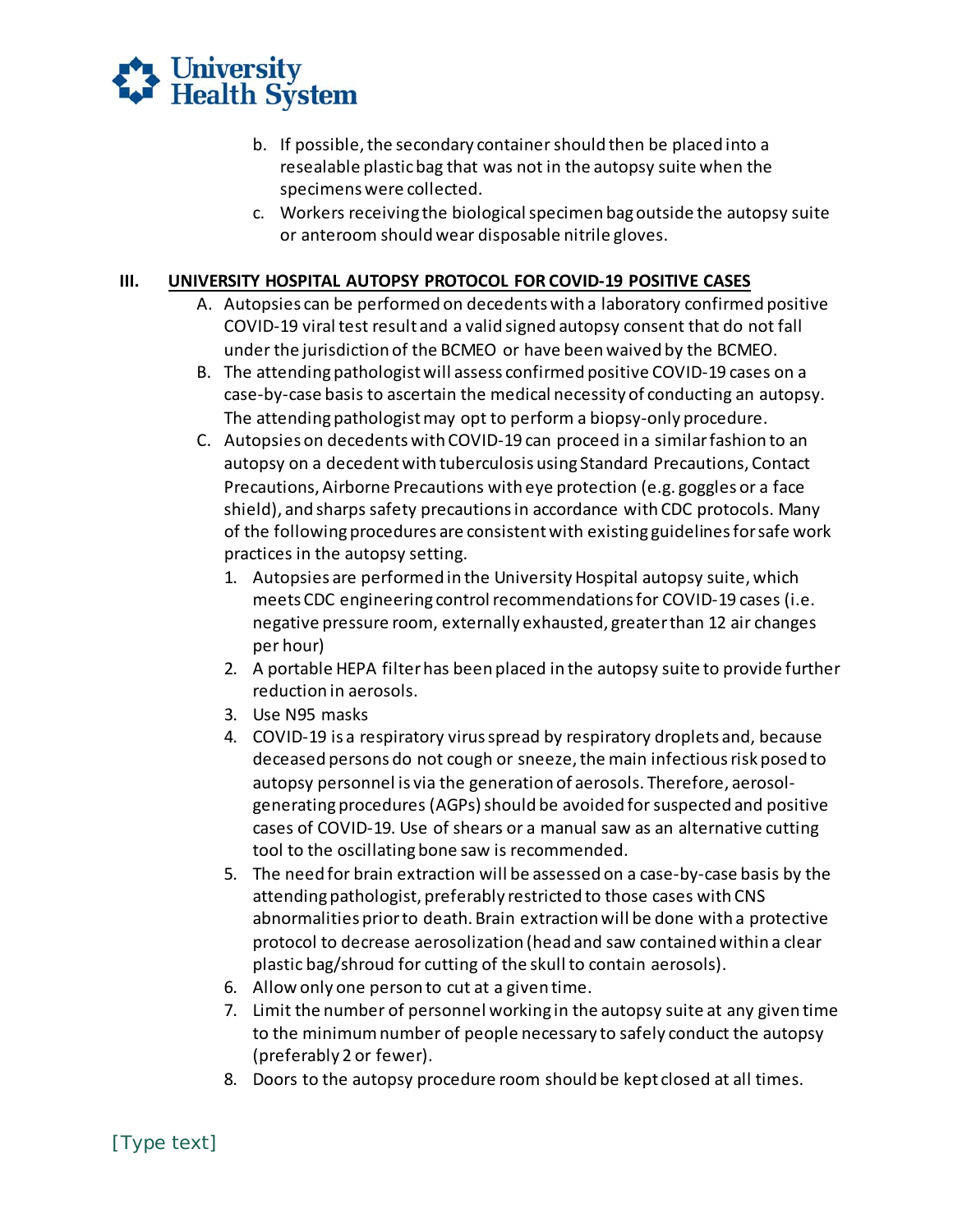b. If possible, the secondary container should then be placed into a resealable plastic bag that was not in the autopsy suite when the specimens were collected.

c. Workers receiving the biological specimen bag outside the autopsy suite or anteroom should wear disposable nitrile gloves.

## III. UNIVERSITY HOSPITAL AUTOPSY PROTOCOL FOR COVID-19 POSITIVE CASES

A. Autopsies can be performed on decedents with a laboratory confirmed positive COVID-19 viral test result and a valid signed autopsy consent that do not fall under the jurisdiction of the BCMEO or have been waived by the BCMEO.

B. The attending pathologist will assess confirmed positive COVID-19 cases on a case-by-case basis to ascertain the medical necessity of conducting an autopsy. The attending pathologist may opt to perform a biopsy-only procedure.

C. Autopsies on decedents with COVID-19 can proceed in a similar fashion to an autopsy on a decedent with tuberculosis using Standard Precautions, Contact Precautions, Airborne Precautions with eye protection (e.g. goggles or a face shield), and sharps safety precautions in accordance with CDC protocols. Many of the following procedures are consistent with existing guidelines for safe work practices in the autopsy setting.

1. Autopsies are performed in the University Hospital autopsy suite, which meets CDC engineering control recommendations for COVID-19 cases (i.e. negative pressure room, externally exhausted, greater than 12 air changes per hour)
2. A portable HEPA filter has been placed in the autopsy suite to provide further reduction in aerosols.
3. Use N95 masks
4. COVID-19 is a respiratory virus spread by respiratory droplets and, because deceased persons do not cough or sneeze, the main infectious risk posed to autopsy personnel is via the generation of aerosols. Therefore, aerosol-generating procedures (AGPs) should be avoided for suspected and positive cases of COVID-19. Use of shears or a manual saw as an alternative cutting tool to the oscillating bone saw is recommended.
5. The need for brain extraction will be assessed on a case-by-case basis by the attending pathologist, preferably restricted to those cases with CNS abnormalities prior to death. Brain extraction will be done with a protective protocol to decrease aerosolization (head and saw contained within a clear plastic bag/shroud for cutting of the skull to contain aerosols).
6. Allow only one person to cut at a given time.
7. Limit the number of personnel working in the autopsy suite at any given time to the minimum number of people necessary to safely conduct the autopsy (preferably 2 or fewer).
8. Doors to the autopsy procedure room should be kept closed at all times.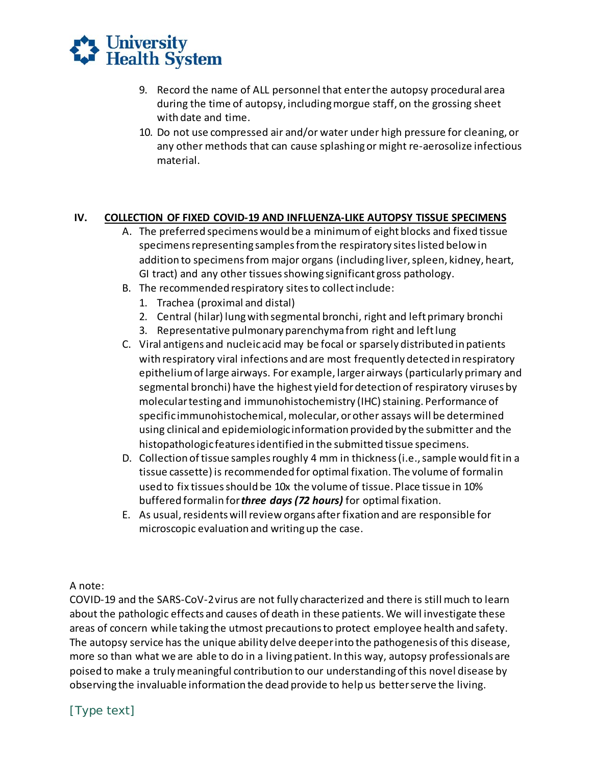9. Record the name of ALL personnel that enter the autopsy procedural area during the time of autopsy, including morgue staff, on the grossing sheet with date and time.
10. Do not use compressed air and/or water under high pressure for cleaning, or any other methods that can cause splashing or might re-aerosolize infectious material.

## IV. COLLECTION OF FIXED COVID-19 AND INFLUENZA-LIKE AUTOPSY TISSUE SPECIMENS

A. The preferred specimens would be a minimum of eight blocks and fixed tissue specimens representing samples from the respiratory sites listed below in addition to specimens from major organs (including liver, spleen, kidney, heart, GI tract) and any other tissues showing significant gross pathology.

B. The recommended respiratory sites to collect include:
   1. Trachea (proximal and distal)
   2. Central (hilar) lung with segmental bronchi, right and left primary bronchi
   3. Representative pulmonary parenchyma from right and left lung

C. Viral antigens and nucleic acid may be focal or sparsely distributed in patients with respiratory viral infections and are most frequently detected in respiratory epithelium of large airways. For example, larger airways (particularly primary and segmental bronchi) have the highest yield for detection of respiratory viruses by molecular testing and immunohistochemistry (IHC) staining. Performance of specific immunohistochemical, molecular, or other assays will be determined using clinical and epidemiologic information provided by the submitter and the histopathologic features identified in the submitted tissue specimens.

D. Collection of tissue samples roughly 4 mm in thickness (i.e., sample would fit in a tissue cassette) is recommended for optimal fixation. The volume of formalin used to fix tissues should be 10x the volume of tissue. Place tissue in 10% buffered formalin for ***three days (72 hours)*** for optimal fixation.

E. As usual, residents will review organs after fixation and are responsible for microscopic evaluation and writing up the case.

A note:
COVID-19 and the SARS-CoV-2 virus are not fully characterized and there is still much to learn about the pathologic effects and causes of death in these patients. We will investigate these areas of concern while taking the utmost precautions to protect employee health and safety. The autopsy service has the unique ability delve deeper into the pathogenesis of this disease, more so than what we are able to do in a living patient. In this way, autopsy professionals are poised to make a truly meaningful contribution to our understanding of this novel disease by observing the invaluable information the dead provide to help us better serve the living.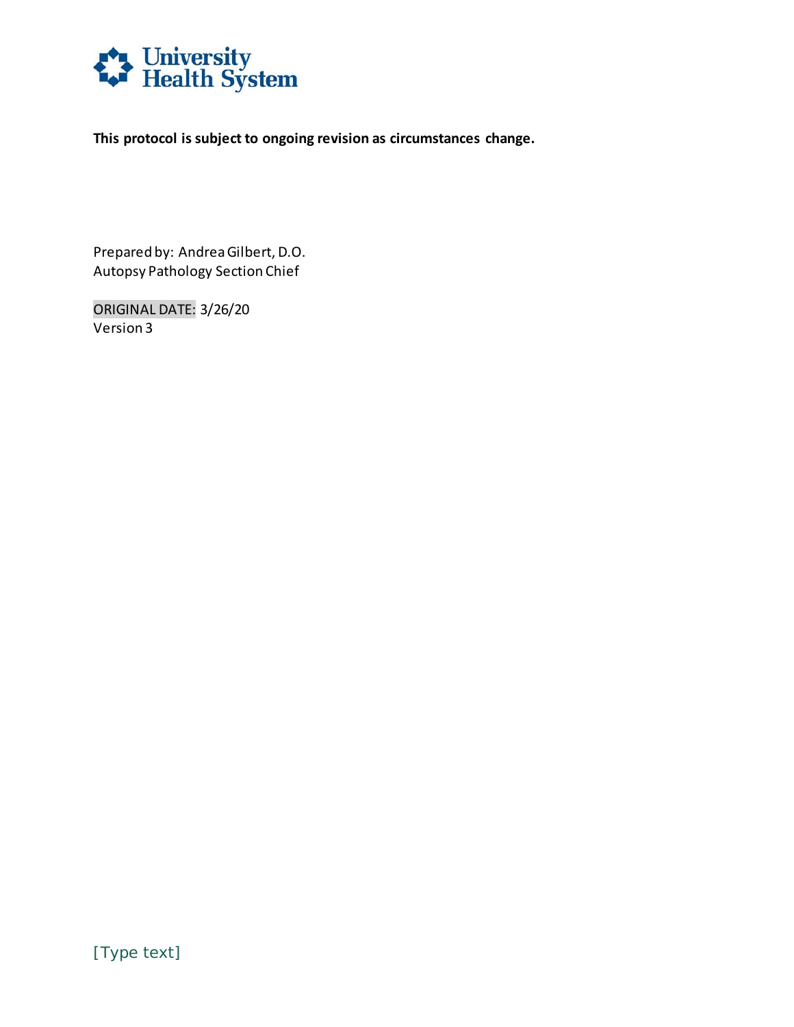University Health System

**This protocol is subject to ongoing revision as circumstances change.**

Prepared by: Andrea Gilbert, D.O.
Autopsy Pathology Section Chief

ORIGINAL DATE: 3/26/20
Version 3

[Type text]